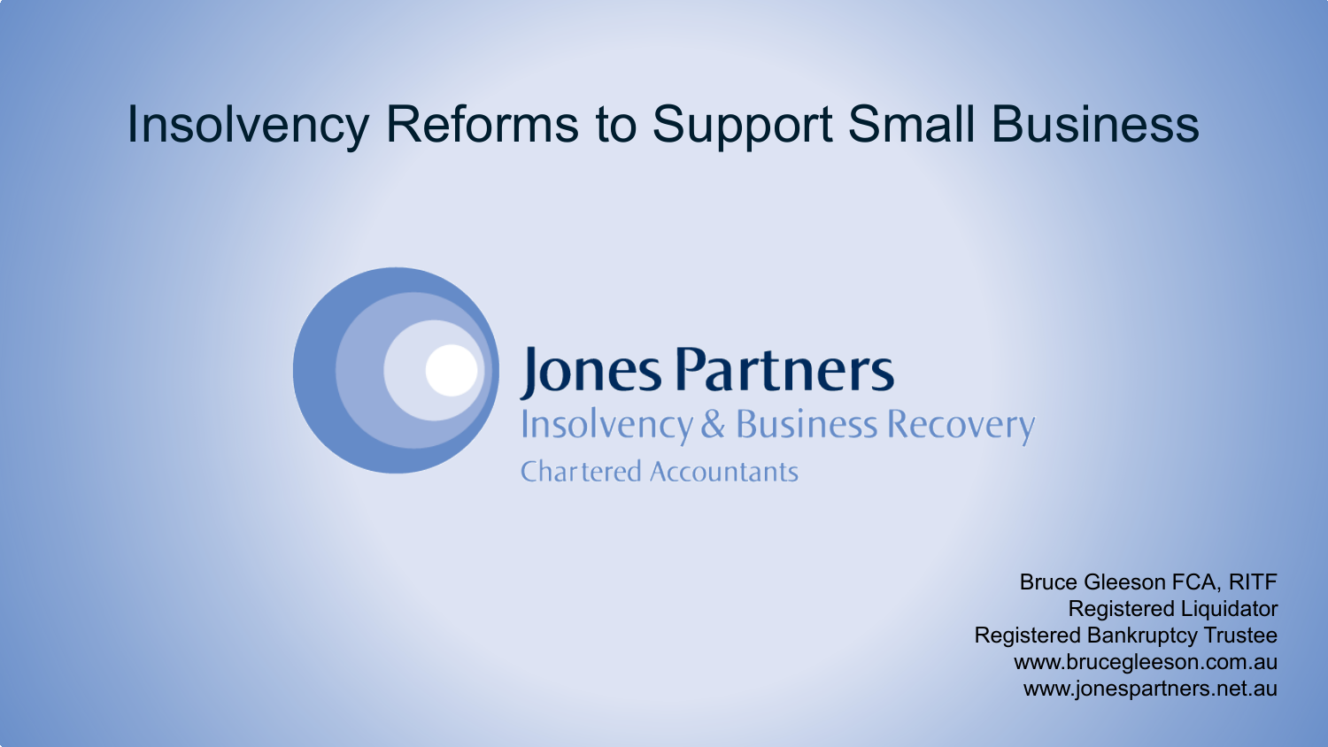# Insolvency Reforms to Support Small Business

**Jones Partners**

Insolvency & Business Recovery

Chartered Accountants

Bruce Gleeson FCA, RITF
Registered Liquidator
Registered Bankruptcy Trustee
www.brucegleeson.com.au
www.jonespartners.net.au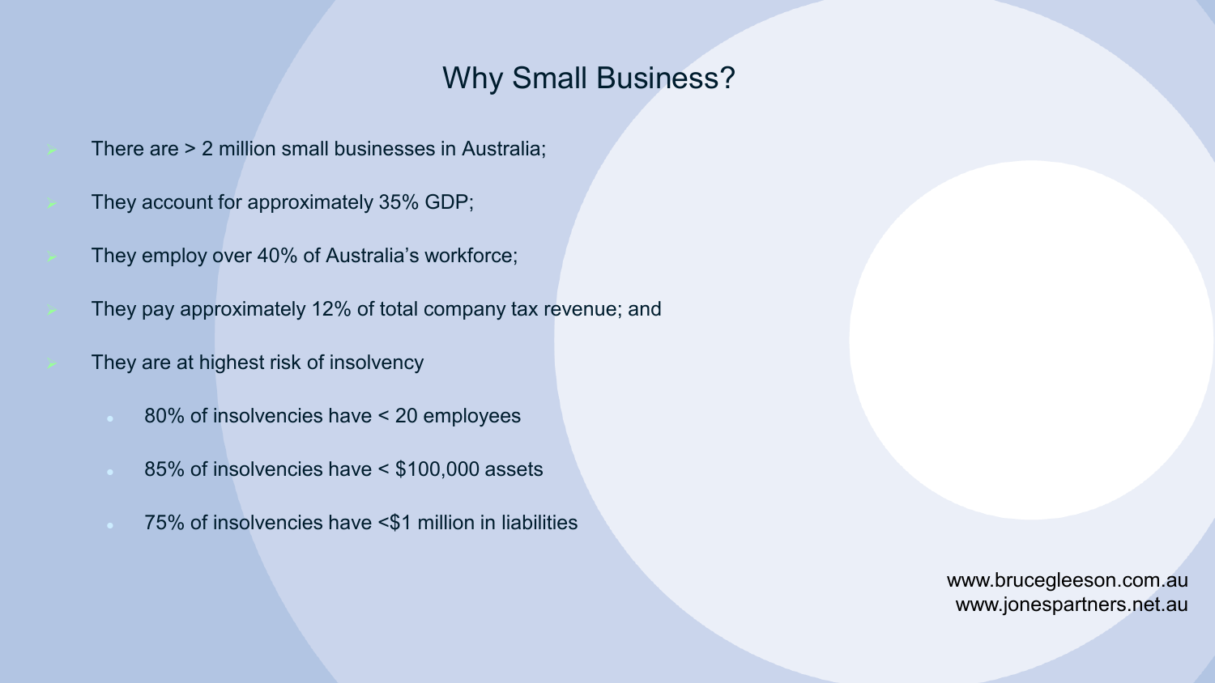# Why Small Business?

- There are > 2 million small businesses in Australia;
- They account for approximately 35% GDP;
- They employ over 40% of Australia's workforce;
- They pay approximately 12% of total company tax revenue; and
- They are at highest risk of insolvency
  - 80% of insolvencies have < 20 employees
  - 85% of insolvencies have < $100,000 assets
  - 75% of insolvencies have <$1 million in liabilities

www.brucegleeson.com.au
www.jonespartners.net.au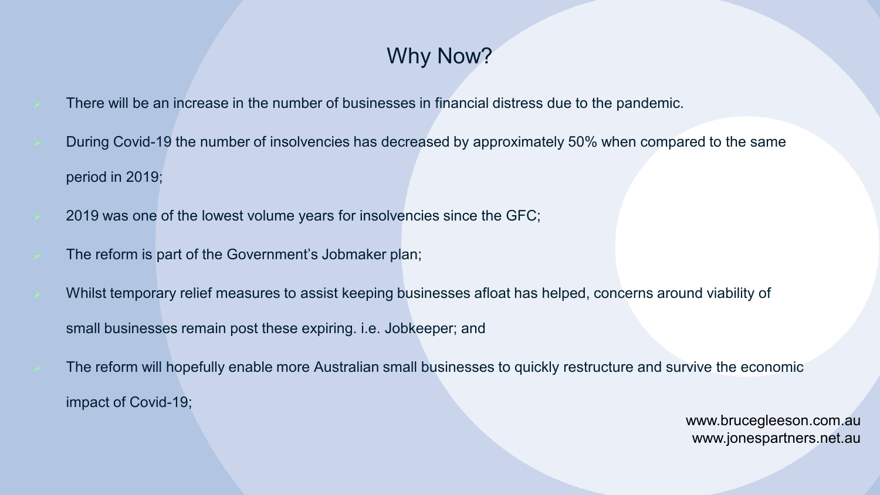# Why Now?

- There will be an increase in the number of businesses in financial distress due to the pandemic.
- During Covid-19 the number of insolvencies has decreased by approximately 50% when compared to the same period in 2019;
- 2019 was one of the lowest volume years for insolvencies since the GFC;
- The reform is part of the Government's Jobmaker plan;
- Whilst temporary relief measures to assist keeping businesses afloat has helped, concerns around viability of small businesses remain post these expiring. i.e. Jobkeeper; and
- The reform will hopefully enable more Australian small businesses to quickly restructure and survive the economic impact of Covid-19;

www.brucegleeson.com.au
www.jonespartners.net.au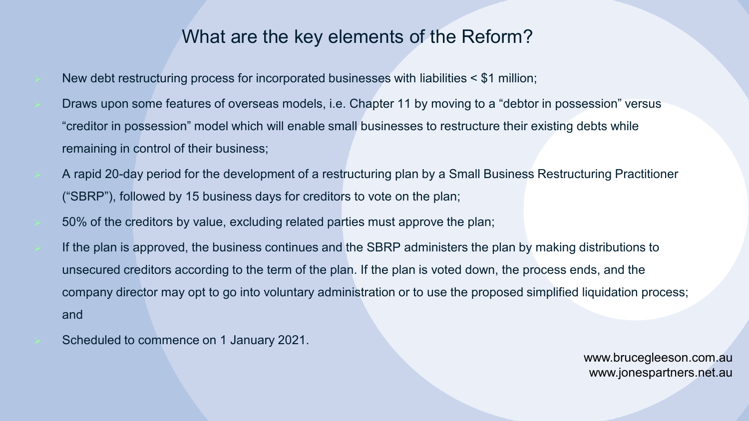# What are the key elements of the Reform?

- New debt restructuring process for incorporated businesses with liabilities < $1 million;
- Draws upon some features of overseas models, i.e. Chapter 11 by moving to a "debtor in possession" versus "creditor in possession" model which will enable small businesses to restructure their existing debts while remaining in control of their business;
- A rapid 20-day period for the development of a restructuring plan by a Small Business Restructuring Practitioner ("SBRP"), followed by 15 business days for creditors to vote on the plan;
- 50% of the creditors by value, excluding related parties must approve the plan;
- If the plan is approved, the business continues and the SBRP administers the plan by making distributions to unsecured creditors according to the term of the plan. If the plan is voted down, the process ends, and the company director may opt to go into voluntary administration or to use the proposed simplified liquidation process; and
- Scheduled to commence on 1 January 2021.

www.brucegleeson.com.au
www.jonespartners.net.au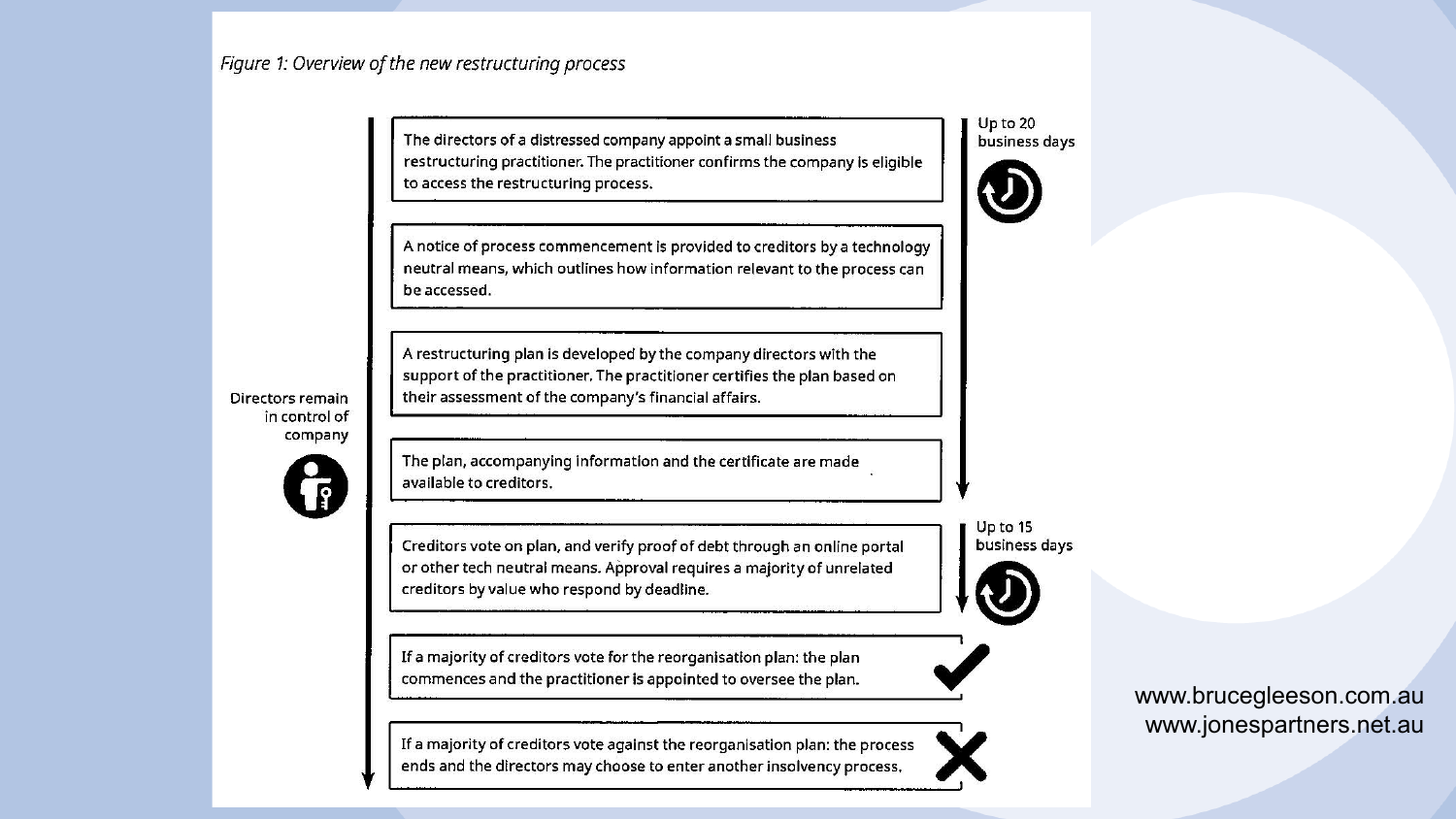*Figure 1: Overview of the new restructuring process*

**Directors remain in control of company**

**Up to 20 business days**

1. The directors of a distressed company appoint a small business restructuring practitioner. The practitioner confirms the company is eligible to access the restructuring process.
2. A notice of process commencement is provided to creditors by a technology neutral means, which outlines how information relevant to the process can be accessed.
3. A restructuring plan is developed by the company directors with the support of the practitioner. The practitioner certifies the plan based on their assessment of the company's financial affairs.
4. The plan, accompanying information and the certificate are made available to creditors.

**Up to 15 business days**

5. Creditors vote on plan, and verify proof of debt through an online portal or other tech neutral means. Approval requires a majority of unrelated creditors by value who respond by deadline.

✔ If a majority of creditors vote for the reorganisation plan: the plan commences and the practitioner is appointed to oversee the plan.

✘ If a majority of creditors vote against the reorganisation plan: the process ends and the directors may choose to enter another insolvency process.

www.brucegleeson.com.au
www.jonespartners.net.au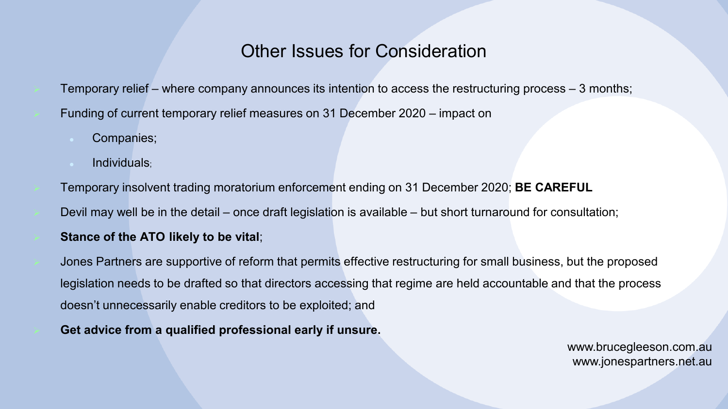# Other Issues for Consideration

- Temporary relief – where company announces its intention to access the restructuring process – 3 months;
- Funding of current temporary relief measures on 31 December 2020 – impact on
  - Companies;
  - Individuals;
- Temporary insolvent trading moratorium enforcement ending on 31 December 2020; **BE CAREFUL**
- Devil may well be in the detail – once draft legislation is available – but short turnaround for consultation;
- **Stance of the ATO likely to be vital**;
- Jones Partners are supportive of reform that permits effective restructuring for small business, but the proposed legislation needs to be drafted so that directors accessing that regime are held accountable and that the process doesn't unnecessarily enable creditors to be exploited; and
- **Get advice from a qualified professional early if unsure.**

www.brucegleeson.com.au
www.jonespartners.net.au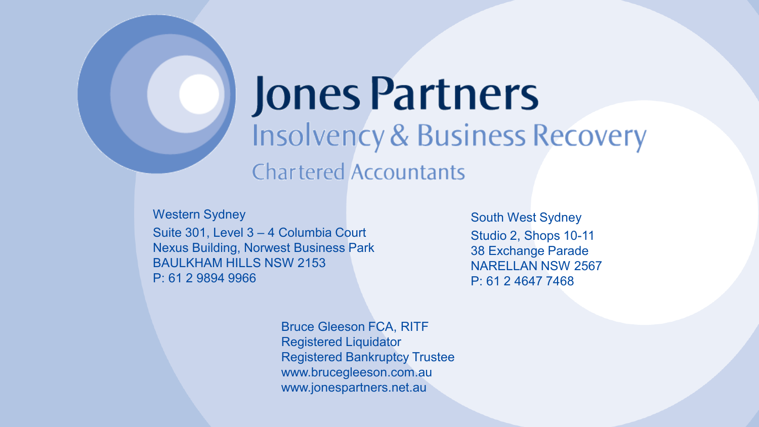# Jones Partners

## Insolvency & Business Recovery

Chartered Accountants

Western Sydney
Suite 301, Level 3 – 4 Columbia Court
Nexus Building, Norwest Business Park
BAULKHAM HILLS NSW 2153
P: 61 2 9894 9966

South West Sydney
Studio 2, Shops 10-11
38 Exchange Parade
NARELLAN NSW 2567
P: 61 2 4647 7468

Bruce Gleeson FCA, RITF
Registered Liquidator
Registered Bankruptcy Trustee
www.brucegleeson.com.au
www.jonespartners.net.au